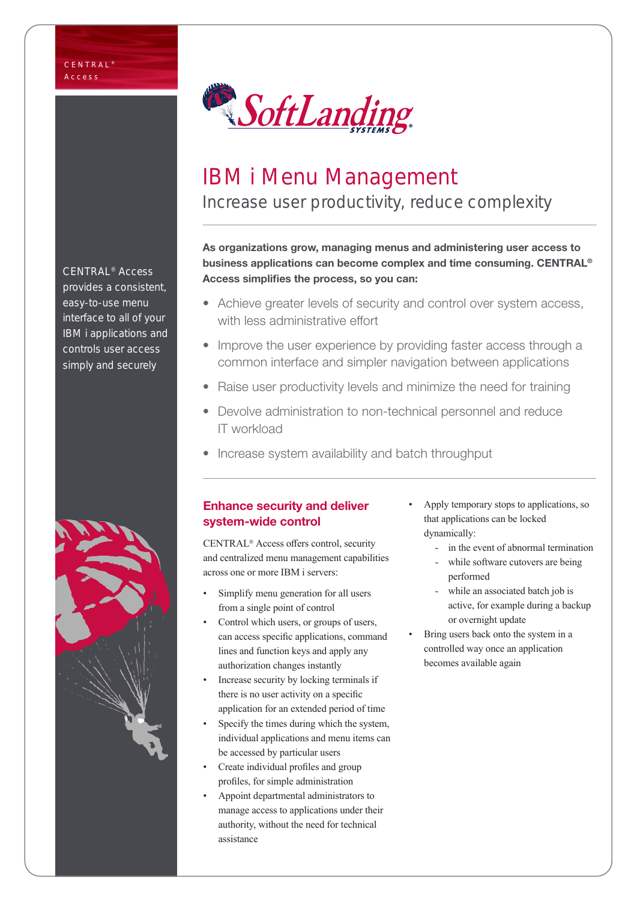CENTRAL® Access

# IBM i Menu Management

## Increase user productivity, reduce complexity

CENTRAL® Access provides a consistent, easy-to-use menu interface to all of your IBM i applications and controls user access simply and securely

**As organizations grow, managing menus and administering user access to business applications can become complex and time consuming. CENTRAL® Access simplifies the process, so you can:**

- Achieve greater levels of security and control over system access, with less administrative effort
- Improve the user experience by providing faster access through a common interface and simpler navigation between applications
- Raise user productivity levels and minimize the need for training
- Devolve administration to non-technical personnel and reduce IT workload
- Increase system availability and batch throughput

### Enhance security and deliver system-wide control

CENTRAL® Access offers control, security and centralized menu management capabilities across one or more IBM i servers:

- Simplify menu generation for all users from a single point of control
- Control which users, or groups of users, can access specific applications, command lines and function keys and apply any authorization changes instantly
- Increase security by locking terminals if there is no user activity on a specific application for an extended period of time
- Specify the times during which the system, individual applications and menu items can be accessed by particular users
- Create individual profiles and group profiles, for simple administration
- Appoint departmental administrators to manage access to applications under their authority, without the need for technical assistance
- Apply temporary stops to applications, so that applications can be locked dynamically:
  - in the event of abnormal termination
  - while software cutovers are being performed
  - while an associated batch job is active, for example during a backup or overnight update
- Bring users back onto the system in a controlled way once an application becomes available again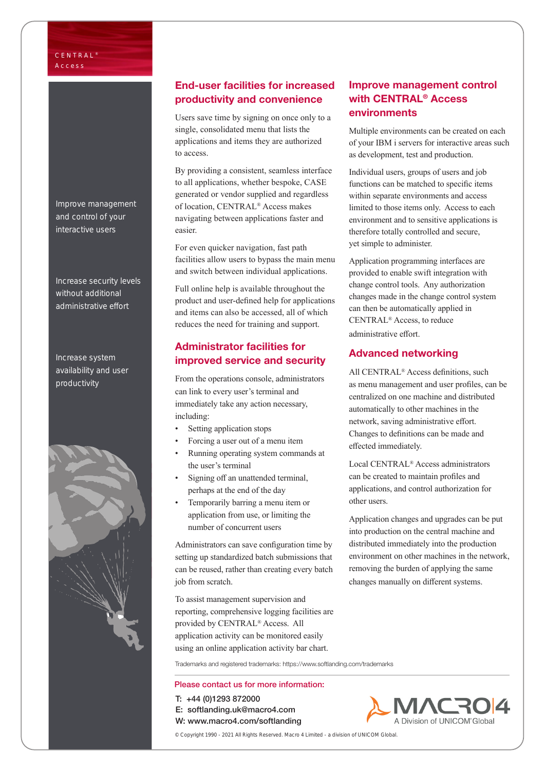CENTRAL® Access

Improve management and control of your interactive users

Increase security levels without additional administrative effort

Increase system availability and user productivity

## End-user facilities for increased productivity and convenience

Users save time by signing on once only to a single, consolidated menu that lists the applications and items they are authorized to access.

By providing a consistent, seamless interface to all applications, whether bespoke, CASE generated or vendor supplied and regardless of location, CENTRAL® Access makes navigating between applications faster and easier.

For even quicker navigation, fast path facilities allow users to bypass the main menu and switch between individual applications.

Full online help is available throughout the product and user-defined help for applications and items can also be accessed, all of which reduces the need for training and support.

## Administrator facilities for improved service and security

From the operations console, administrators can link to every user's terminal and immediately take any action necessary, including:

- Setting application stops
- Forcing a user out of a menu item
- Running operating system commands at the user's terminal
- Signing off an unattended terminal, perhaps at the end of the day
- Temporarily barring a menu item or application from use, or limiting the number of concurrent users

Administrators can save configuration time by setting up standardized batch submissions that can be reused, rather than creating every batch job from scratch.

To assist management supervision and reporting, comprehensive logging facilities are provided by CENTRAL® Access. All application activity can be monitored easily using an online application activity bar chart.

## Improve management control with CENTRAL® Access environments

Multiple environments can be created on each of your IBM i servers for interactive areas such as development, test and production.

Individual users, groups of users and job functions can be matched to specific items within separate environments and access limited to those items only. Access to each environment and to specific applications is therefore totally controlled and secure, yet simple to administer.

Application programming interfaces are provided to enable swift integration with change control tools. Any authorization changes made in the change control system can then be automatically applied in CENTRAL® Access, to reduce administrative effort.

## Advanced networking

All CENTRAL® Access definitions, such as menu management and user profiles, can be centralized on one machine and distributed automatically to other machines in the network, saving administrative effort. Changes to definitions can be made and effected immediately.

Local CENTRAL® Access administrators can be created to maintain profiles and applications, and control authorization for other users.

Application changes and upgrades can be put into production on the central machine and distributed immediately into the production environment on other machines in the network, removing the burden of applying the same changes manually on different systems.

Trademarks and registered trademarks: https://www.softlanding.com/trademarks

**Please contact us for more information:**

T: +44 (0)1293 872000
E: softlanding.uk@macro4.com
W: www.macro4.com/softlanding

MACRO4 A Division of UNICOM® Global

© Copyright 1990 - 2021 All Rights Reserved. Macro 4 Limited - a division of UNICOM Global.